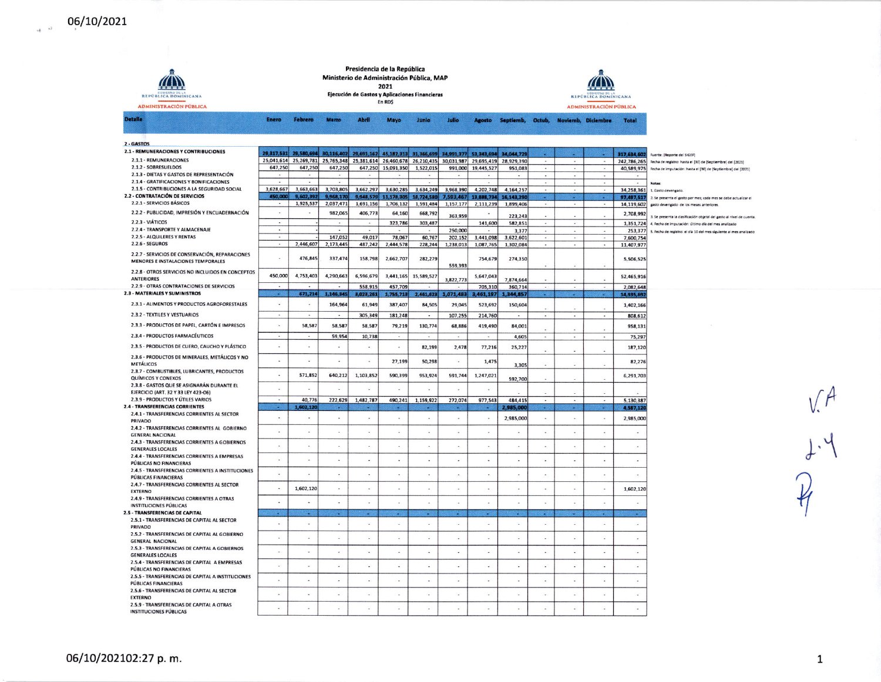06/10/2021

# Presidencia de la República
## Ministerio de Administración Pública, MAP
### 2021
**Ejecución de Gastos y Aplicaciones Financieras**
En RD$

| Detalle | Enero | Febrero | Marzo | Abril | Mayo | Junio | Julio | Agosto | Septiemb. | Octub. | Noviemb. | Diciembre | Total |
|---|---|---|---|---|---|---|---|---|---|---|---|---|---|
| **2 - GASTOS** | | | | | | | | | | | | | |
| **2.1 - REMUNERACIONES Y CONTRIBUCIONES** | 29,317,531 | 29,580,694 | 30,116,402 | 29,691,162 | 45,182,313 | 31,366,699 | 34,991,377 | 53,343,694 | 34,044,729 | - | - | - | 317,634,602 |
| 2.1.1 - REMUNERACIONES | 25,041,614 | 25,269,781 | 25,765,348 | 25,381,614 | 26,460,678 | 26,210,435 | 30,031,987 | 29,695,419 | 28,929,390 | - | - | - | 242,786,265 |
| 2.1.2 - SOBRESUELDOS | 647,250 | 647,250 | 647,250 | 647,250 | 15,091,350 | 1,522,015 | 991,000 | 19,445,527 | 951,083 | - | - | - | 40,589,975 |
| 2.1.3 - DIETAS Y GASTOS DE REPRESENTACIÓN | - | - | - | - | - | - | - | - | - | - | - | - | - |
| 2.1.4 - GRATIFICACIONES Y BONIFICACIONES | - | - | - | - | - | - | - | - | - | - | - | - | - |
| 2.1.5 - CONTRIBUCIONES A LA SEGURIDAD SOCIAL | 3,628,667 | 3,663,663 | 3,703,805 | 3,662,297 | 3,630,285 | 3,634,249 | 3,968,390 | 4,202,748 | 4,164,257 | - | - | - | 34,258,361 |
| **2.2 - CONTRATACIÓN DE SERVICIOS** | 450,000 | 9,602,392 | 9,968,170 | 9,948,579 | 11,178,305 | 18,724,580 | 7,593,467 | 13,888,734 | 16,143,290 | - | - | - | 97,497,517 |
| 2.2.1 - SERVICIOS BÁSICOS | - | 1,925,537 | 2,037,471 | 1,691,156 | 1,706,132 | 1,591,484 | 1,157,177 | 2,111,239 | 1,899,406 | - | - | - | 14,119,602 |
| 2.2.2 - PUBLICIDAD, IMPRESIÓN Y ENCUADERNACIÓN | - | - | 982,065 | 406,773 | 64,160 | 668,792 | 363,959 | - | 223,243 | - | - | - | 2,708,992 |
| 2.2.3 - VIÁTICOS | - | - | - | - | 323,786 | 303,487 | - | 141,600 | 582,851 | - | - | - | 3,351,724 |
| 2.2.4 - TRANSPORTE Y ALMACENAJE | - | - | - | - | - | - | 250,000 | - | 3,377 | - | - | - | 253,377 |
| 2.2.5 - ALQUILERES Y RENTAS | - | - | 147,052 | 49,017 | 78,067 | 60,767 | 202,152 | 3,441,098 | 3,622,601 | - | - | - | 7,600,754 |
| 2.2.6 - SEGUROS | - | 2,446,607 | 2,173,445 | 487,242 | 2,444,578 | 228,244 | 1,238,013 | 1,087,765 | 1,302,084 | - | - | - | 11,407,977 |
| 2.2.7 - SERVICIOS DE CONSERVACIÓN, REPARACIONES MENORES E INSTALACIONES TEMPORALES | - | 476,845 | 337,474 | 158,798 | 2,662,707 | 282,279 | 559,393 | 754,679 | 274,350 | - | - | - | 5,506,525 |
| 2.2.8 - OTROS SERVICIOS NO INCLUIDOS EN CONCEPTOS ANTERIORES | 450,000 | 4,753,403 | 4,290,663 | 6,596,679 | 3,441,165 | 15,589,527 | 3,822,773 | 5,647,043 | 7,874,664 | - | - | - | 52,465,916 |
| 2.2.9 - OTRAS CONTRATACIONES DE SERVICIOS | - | - | - | 558,915 | 457,709 | - | - | 705,310 | 360,714 | - | - | - | 2,082,648 |
| **2.3 - MATERIALES Y SUMINISTROS** | - | 671,214 | 1,146,345 | 3,023,261 | 3,755,713 | 2,461,623 | 1,071,483 | 3,461,197 | 1,344,857 | - | - | - | 16,935,692 |
| 2.3.1 - ALIMENTOS Y PRODUCTOS AGROFORESTALES | - | - | 164,964 | 61,949 | 387,407 | 84,505 | 29,045 | 523,692 | 150,604 | - | - | - | 1,402,166 |
| 2.3.2 - TEXTILES Y VESTUARIOS | - | - | - | 305,349 | 181,248 | - | 107,255 | 214,760 | - | - | - | - | 808,612 |
| 2.3.3 - PRODUCTOS DE PAPEL, CARTÓN E IMPRESOS | - | 58,587 | 58,587 | 58,587 | 79,219 | 130,774 | 68,886 | 419,490 | 84,001 | - | - | - | 958,131 |
| 2.3.4 - PRODUCTOS FARMACÉUTICOS | - | - | 59,954 | 10,738 | - | - | - | - | 4,605 | - | - | - | 75,297 |
| 2.3.5 - PRODUCTOS DE CUERO, CAUCHO Y PLÁSTICO | - | - | - | - | - | 82,199 | 2,478 | 77,216 | 25,227 | - | - | - | 187,120 |
| 2.3.6 - PRODUCTOS DE MINERALES, METÁLICOS Y NO METÁLICOS | - | - | - | - | 27,199 | 50,298 | - | 1,475 | 3,305 | - | - | - | 82,276 |
| 2.3.7 - COMBUSTIBLES, LUBRICANTES, PRODUCTOS QUÍMICOS Y CONEXOS | - | 571,852 | 640,212 | 1,103,852 | 590,399 | 953,924 | 591,744 | 1,247,021 | 592,700 | - | - | - | 6,291,703 |
| 2.3.8 - GASTOS QUE SE ASIGNARÁN DURANTE EL EJERCICIO (ART. 32 Y 33 LEY 423-06) | - | - | - | - | - | - | - | - | - | - | - | - | - |
| 2.3.9 - PRODUCTOS Y ÚTILES VARIOS | - | 40,776 | 222,629 | 1,482,787 | 490,241 | 1,159,922 | 272,074 | 977,543 | 484,415 | - | - | - | 5,130,387 |
| **2.4 - TRANSFERENCIAS CORRIENTES** | - | 1,602,120 | - | - | - | - | - | - | 2,985,000 | - | - | - | 4,587,120 |
| 2.4.1 - TRANSFERENCIAS CORRIENTES AL SECTOR PRIVADO | - | - | - | - | - | - | - | - | 2,985,000 | - | - | - | 2,985,000 |
| 2.4.2 - TRANSFERENCIAS CORRIENTES AL GOBIERNO GENERAL NACIONAL | - | - | - | - | - | - | - | - | - | - | - | - | - |
| 2.4.3 - TRANSFERENCIAS CORRIENTES A GOBIERNOS GENERALES LOCALES | - | - | - | - | - | - | - | - | - | - | - | - | - |
| 2.4.4 - TRANSFERENCIAS CORRIENTES A EMPRESAS PÚBLICAS NO FINANCIERAS | - | - | - | - | - | - | - | - | - | - | - | - | - |
| 2.4.5 - TRANSFERENCIAS CORRIENTES A INSTITUCIONES PÚBLICAS FINANCIERAS | - | - | - | - | - | - | - | - | - | - | - | - | - |
| 2.4.7 - TRANSFERENCIAS CORRIENTES AL SECTOR EXTERNO | - | 1,602,120 | - | - | - | - | - | - | - | - | - | - | 1,602,120 |
| 2.4.9 - TRANSFERENCIAS CORRIENTES A OTRAS INSTITUCIONES PÚBLICAS | - | - | - | - | - | - | - | - | - | - | - | - | - |
| **2.5 - TRANSFERENCIAS DE CAPITAL** | - | - | - | - | - | - | - | - | - | - | - | - | - |
| 2.5.1 - TRANSFERENCIAS DE CAPITAL AL SECTOR PRIVADO | - | - | - | - | - | - | - | - | - | - | - | - | - |
| 2.5.2 - TRANSFERENCIAS DE CAPITAL AL GOBIERNO GENERAL NACIONAL | - | - | - | - | - | - | - | - | - | - | - | - | - |
| 2.5.3 - TRANSFERENCIAS DE CAPITAL A GOBIERNOS GENERALES LOCALES | - | - | - | - | - | - | - | - | - | - | - | - | - |
| 2.5.4 - TRANSFERENCIAS DE CAPITAL A EMPRESAS PÚBLICAS NO FINANCIERAS | - | - | - | - | - | - | - | - | - | - | - | - | - |
| 2.5.5 - TRANSFERENCIAS DE CAPITAL A INSTITUCIONES PÚBLICAS FINANCIERAS | - | - | - | - | - | - | - | - | - | - | - | - | - |
| 2.5.6 - TRANSFERENCIAS DE CAPITAL AL SECTOR EXTERNO | - | - | - | - | - | - | - | - | - | - | - | - | - |
| 2.5.9 - TRANSFERENCIAS DE CAPITAL A OTRAS INSTITUCIONES PÚBLICAS | - | - | - | - | - | - | - | - | - | - | - | - | - |

Fuente: [Reporte del SIGEF]
Fecha de registro: hasta el [30] de [Septiembre] del [2021]
Fecha de imputación: hasta el [30] de [Septiembre] del [2021]

**Notas:**
1. Gasto devengado.
2. Se presenta el gasto por mes; cada mes se debe actualizar el gasto devengado de los meses anteriores.
3. Se presenta la clasificación objetal del gasto al nivel de cuenta.
4. Fecha de imputación: último día del mes analizado
5. Fecha de registro: el día 10 del mes siguiente al mes analizado

06/10/202102:27 p. m.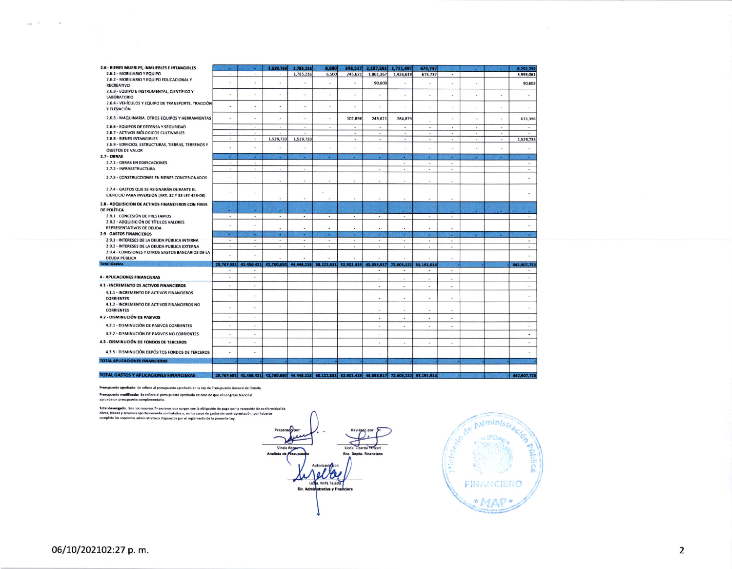| | | | | | | | | | | | | | |
|---|---|---|---|---|---|---|---|---|---|---|---|---|---|
| **2.6 - BIENES MUEBLES, INMUEBLES E INTANGIBLES** | - | - | 1,529,733 | 1,785,216 | 6,500 | 348,517 | 2,197,591 | 1,711,497 | 673,737 | - | - | - | 8,252,792 |
| 2.6.1 - MOBILIARIO Y EQUIPO | - | - | - | 1,785,216 | 6,500 | 245,621 | 1,861,367 | 1,426,619 | 673,737 | - | | | 5,999,061 |
| 2.6.2 - MOBILIARIO Y EQUIPO EDUCACIONAL Y RECREATIVO | - | - | - | - | - | - | 90,603 | - | - | - | - | | 90,603 |
| 2.6.3 - EQUIPO E INSTRUMENTAL, CIENTÍFICO Y LABORATORIO | - | - | - | - | - | - | - | - | - | - | - | - | - |
| 2.6.4 - VEHÍCULOS Y EQUIPO DE TRANSPORTE, TRACCIÓN Y ELEVACIÓN | - | - | - | - | - | - | - | - | - | - | - | - | - |
| 2.6.5 - MAQUINARIA, OTROS EQUIPOS Y HERRAMIENTAS | - | - | - | - | - | 102,896 | 245,621 | 284,879 | - | - | - | - | 633,396 |
| 2.6.6 - EQUIPOS DE DEFENSA Y SEGURIDAD | - | - | - | - | - | - | - | - | - | - | - | - | - |
| 2.6.7 - ACTIVOS BIÓLOGICOS CULTIVABLES | - | - | - | - | | - | - | - | - | - | - | - | - |
| 2.6.8 - BIENES INTANGIBLES | - | - | 1,529,733 | 1,529,733 | | - | - | - | - | - | - | - | 1,529,733 |
| 2.6.9 - EDIFICIOS, ESTRUCTURAS, TIERRAS, TERRENOS Y OBJETOS DE VALOR | - | - | - | - | - | - | - | - | - | - | - | - | - |
| **2.7 - OBRAS** | - | - | - | - | - | - | - | - | - | - | - | - | - |
| 2.7.1 - OBRAS EN EDIFICACIONES | - | - | | | | | | - | - | - | | | - |
| 2.7.2 - INFRAESTRUCTURA | - | - | - | - | | | - | - | - | - | | | - |
| 2.7.3 - CONSTRUCCIONES EN BIENES CONCESIONADOS | - | - | - | - | - | - | - | - | - | - | | | - |
| 2.7.4 - GASTOS QUE SE ASIGNARÁN DURANTE EL EJERCICIO PARA INVERSIÓN (ART. 32 Y 33 LEY 423-06) | - | - | - | - | - | - | - | - | - | - | | | - |
| **2.8 - ADQUISICION DE ACTIVOS FINANCIEROS CON FINES DE POLÍTICA** | - | - | - | - | - | - | - | - | - | - | - | - | - |
| 2.8.1 - CONCESIÓN DE PRESTAMOS | - | - | - | - | - | - | - | - | - | - | | | - |
| 2.8.2 - ADQUISICIÓN DE TÍTULOS VALORES REPRESENTATIVOS DE DEUDA | - | - | - | - | - | - | - | - | - | - | | | - |
| **2.9 - GASTOS FINANCIEROS** | - | - | - | - | - | - | - | - | - | - | - | - | - |
| 2.9.1 - INTERESES DE LA DEUDA PÚBLICA INTERNA | - | - | - | - | - | - | - | - | - | - | | | - |
| 2.9.2 - INTERESES DE LA DEUDA PUBLICA EXTERNA | - | - | - | - | - | - | - | - | - | - | | | - |
| 2.9.4 - COMISIONES Y OTROS GASTOS BANCARIOS DE LA DEUDA PÚBLICA | - | - | - | - | - | - | - | - | - | - | | | - |
| **Total Gastos** | 29,767,531 | 41,456,421 | 42,760,650 | 44,448,218 | 58,122,831 | 52,901,419 | 45,853,917 | 72,405,122 | 55,191,614 | - | - | - | 442,907,723 |
| **4 - APLICACIONES FINANCIERAS** | - | - | | | | | - | - | - | - | | | - |
| **4.1 - INCREMENTO DE ACTIVOS FINANCIEROS** | - | - | | | | | - | - | - | - | | | - |
| 4.1.1 - INCREMENTO DE ACTIVOS FINANCIEROS CORRIENTES | - | - | | | | | - | - | - | - | | | - |
| 4.1.2 - INCREMENTO DE ACTIVOS FINANCIEROS NO CORRIENTES | - | - | | | | | - | - | - | - | | | - |
| **4.2 - DISMINUCIÓN DE PASIVOS** | - | - | | | | | - | - | - | - | | | - |
| 4.2.1 - DISMINUCIÓN DE PASIVOS CORRIENTES | - | - | | | | | - | - | - | - | | | - |
| 4.2.2 - DISMINUCIÓN DE PASIVOS NO CORRIENTES | - | - | | | | | - | - | - | - | | | - |
| **4.3 - DISMINUCIÓN DE FONDOS DE TERCEROS** | - | - | | | | | - | - | - | - | | | - |
| 4.3.5 - DISMINUCIÓN DEPÓSITOS FONDOS DE TERCEROS | - | - | | | | | - | - | - | - | | | - |
| **TOTAL APLICACIONES FINANCIERAS** | - | - | - | - | - | - | - | - | - | - | - | - | - |
| **TOTAL GASTOS Y APLICACIONES FINANCIERAS** | 29,767,531 | 41,456,421 | 42,760,650 | 44,448,218 | 58,122,831 | 52,901,419 | 45,853,917 | 72,405,122 | 55,191,614 | - | - | - | 442,907,723 |

**Presupuesto aprobado:** Se refiere al presupuesto aprobado en la Ley de Presupuesto General del Estado.

**Presupuesto modificado:** Se refiere al presupuesto aprobado en caso de que el Congreso Nacional apruebe un presupuesto complementario.

**Total devengado:** Son los recursos financieros que surgen con la obligación de pago por la recepción de conformidad de obras, bienes y servicios oportunamente contratados o, en los casos de gastos sin contraprestación, por haberse cumplido los requisitos administrativos dispuestos por el reglamento de la presente Ley.

Preparado por:
Vinda Abreu
**Analista de Presupuesto**

Revisado por:
Licda. Lizarda Frizari
**Enc. Depto. Financiero**

Autorizado por:
Licda. Nilfa Tejeda
**Dir. Administrativa y Financiera**

Ministerio de Administración Pública
FINANCIERO
MAP